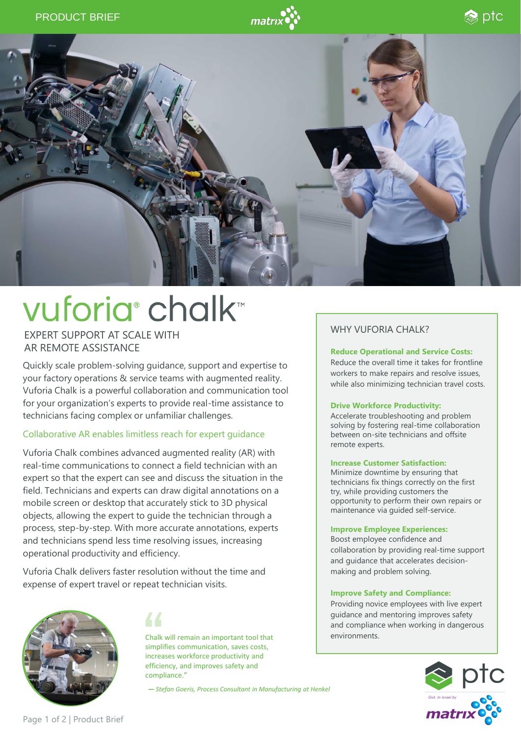PRODUCT BRIEF

# vuforia® chalk™

## EXPERT SUPPORT AT SCALE WITH AR REMOTE ASSISTANCE

Quickly scale problem-solving guidance, support and expertise to your factory operations & service teams with augmented reality. Vuforia Chalk is a powerful collaboration and communication tool for your organization's experts to provide real-time assistance to technicians facing complex or unfamiliar challenges.

### Collaborative AR enables limitless reach for expert guidance

Vuforia Chalk combines advanced augmented reality (AR) with real-time communications to connect a field technician with an expert so that the expert can see and discuss the situation in the field. Technicians and experts can draw digital annotations on a mobile screen or desktop that accurately stick to 3D physical objects, allowing the expert to guide the technician through a process, step-by-step. With more accurate annotations, experts and technicians spend less time resolving issues, increasing operational productivity and efficiency.

Vuforia Chalk delivers faster resolution without the time and expense of expert travel or repeat technician visits.

> "Chalk will remain an important tool that simplifies communication, saves costs, increases workforce productivity and efficiency, and improves safety and compliance."
>
> *— Stefan Goeris, Process Consultant in Manufacturing at Henkel*

## WHY VUFORIA CHALK?

**Reduce Operational and Service Costs:**
Reduce the overall time it takes for frontline workers to make repairs and resolve issues, while also minimizing technician travel costs.

**Drive Workforce Productivity:**
Accelerate troubleshooting and problem solving by fostering real-time collaboration between on-site technicians and offsite remote experts.

**Increase Customer Satisfaction:**
Minimize downtime by ensuring that technicians fix things correctly on the first try, while providing customers the opportunity to perform their own repairs or maintenance via guided self-service.

**Improve Employee Experiences:**
Boost employee confidence and collaboration by providing real-time support and guidance that accelerates decision-making and problem solving.

**Improve Safety and Compliance:**
Providing novice employees with live expert guidance and mentoring improves safety and compliance when working in dangerous environments.

ptc

*Dist. in Israel by* matrix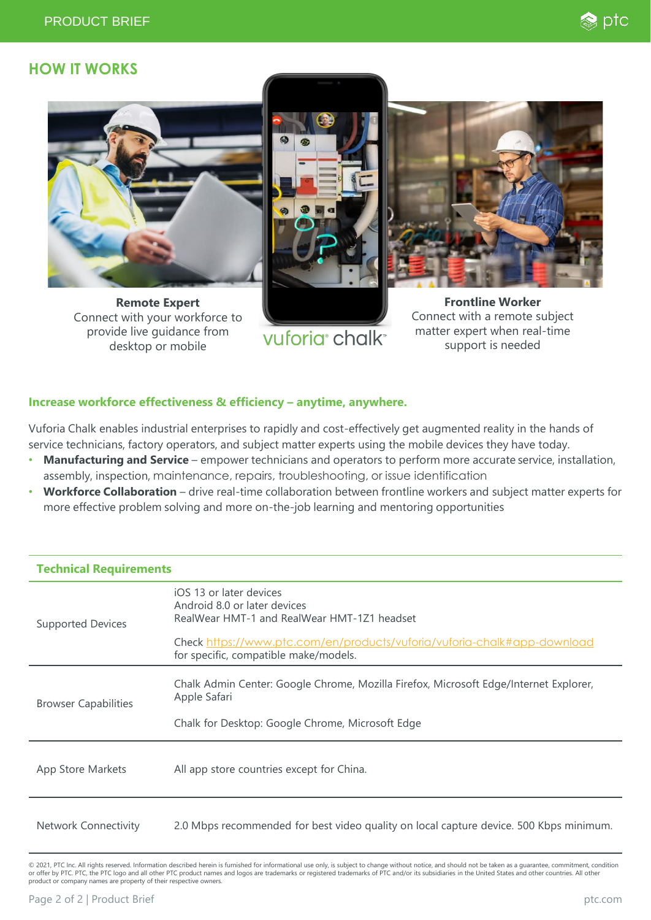## HOW IT WORKS

**Remote Expert**
Connect with your workforce to provide live guidance from desktop or mobile

vuforia chalk

**Frontline Worker**
Connect with a remote subject matter expert when real-time support is needed

### Increase workforce effectiveness & efficiency – anytime, anywhere.

Vuforia Chalk enables industrial enterprises to rapidly and cost-effectively get augmented reality in the hands of service technicians, factory operators, and subject matter experts using the mobile devices they have today.

- **Manufacturing and Service** – empower technicians and operators to perform more accurate service, installation, assembly, inspection, maintenance, repairs, troubleshooting, or issue identification
- **Workforce Collaboration** – drive real-time collaboration between frontline workers and subject matter experts for more effective problem solving and more on-the-job learning and mentoring opportunities

| Technical Requirements | |
|---|---|
| Supported Devices | iOS 13 or later devices<br>Android 8.0 or later devices<br>RealWear HMT-1 and RealWear HMT-1Z1 headset<br><br>Check https://www.ptc.com/en/products/vuforia/vuforia-chalk#app-download for specific, compatible make/models. |
| Browser Capabilities | Chalk Admin Center: Google Chrome, Mozilla Firefox, Microsoft Edge/Internet Explorer, Apple Safari<br><br>Chalk for Desktop: Google Chrome, Microsoft Edge |
| App Store Markets | All app store countries except for China. |
| Network Connectivity | 2.0 Mbps recommended for best video quality on local capture device. 500 Kbps minimum. |

© 2021, PTC Inc. All rights reserved. Information described herein is furnished for informational use only, is subject to change without notice, and should not be taken as a guarantee, commitment, condition or offer by PTC. PTC, the PTC logo and all other PTC product names and logos are trademarks or registered trademarks of PTC and/or its subsidiaries in the United States and other countries. All other product or company names are property of their respective owners.